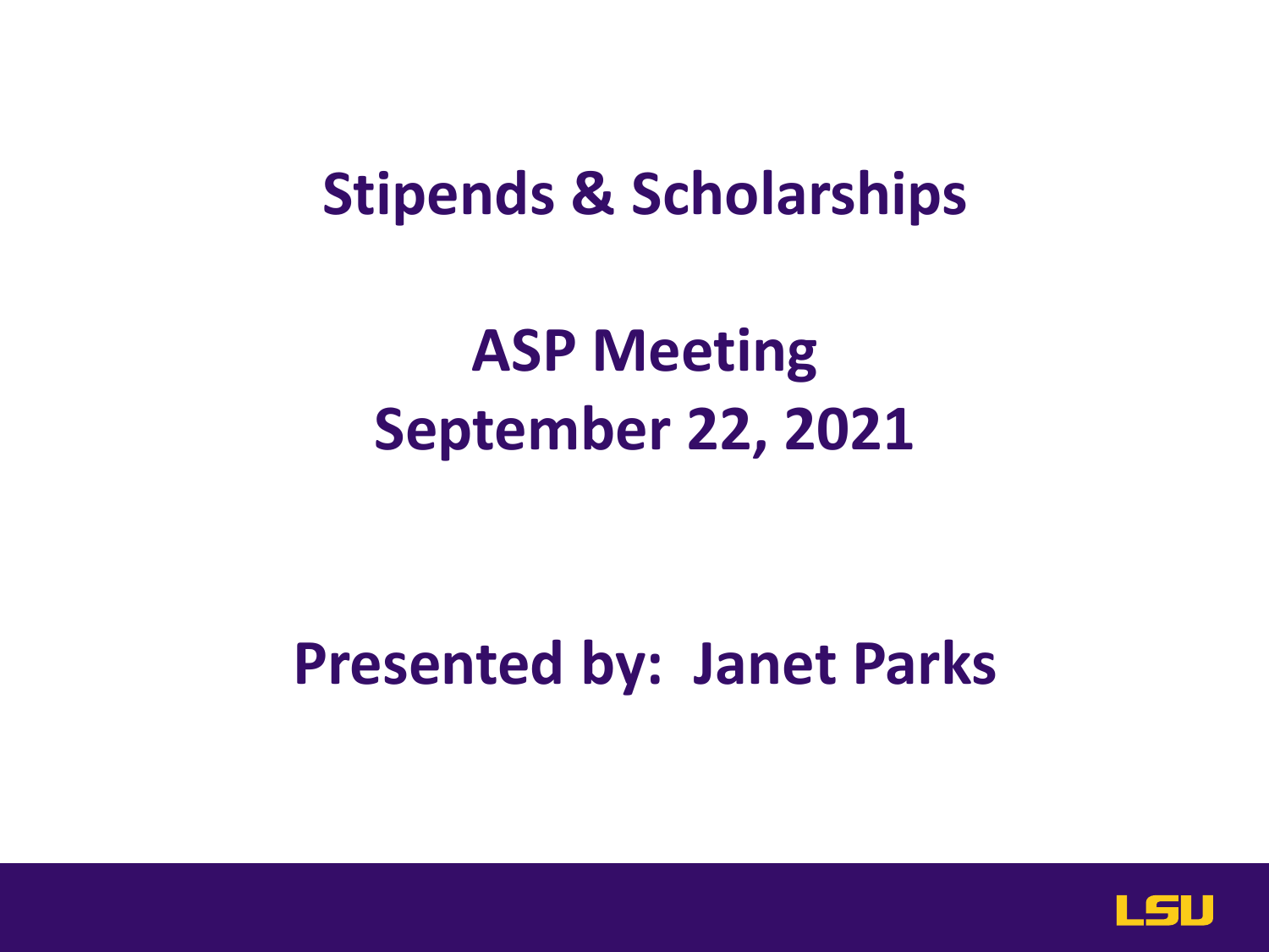# Stipends & Scholarships

## ASP Meeting
## September 22, 2021

## Presented by: Janet Parks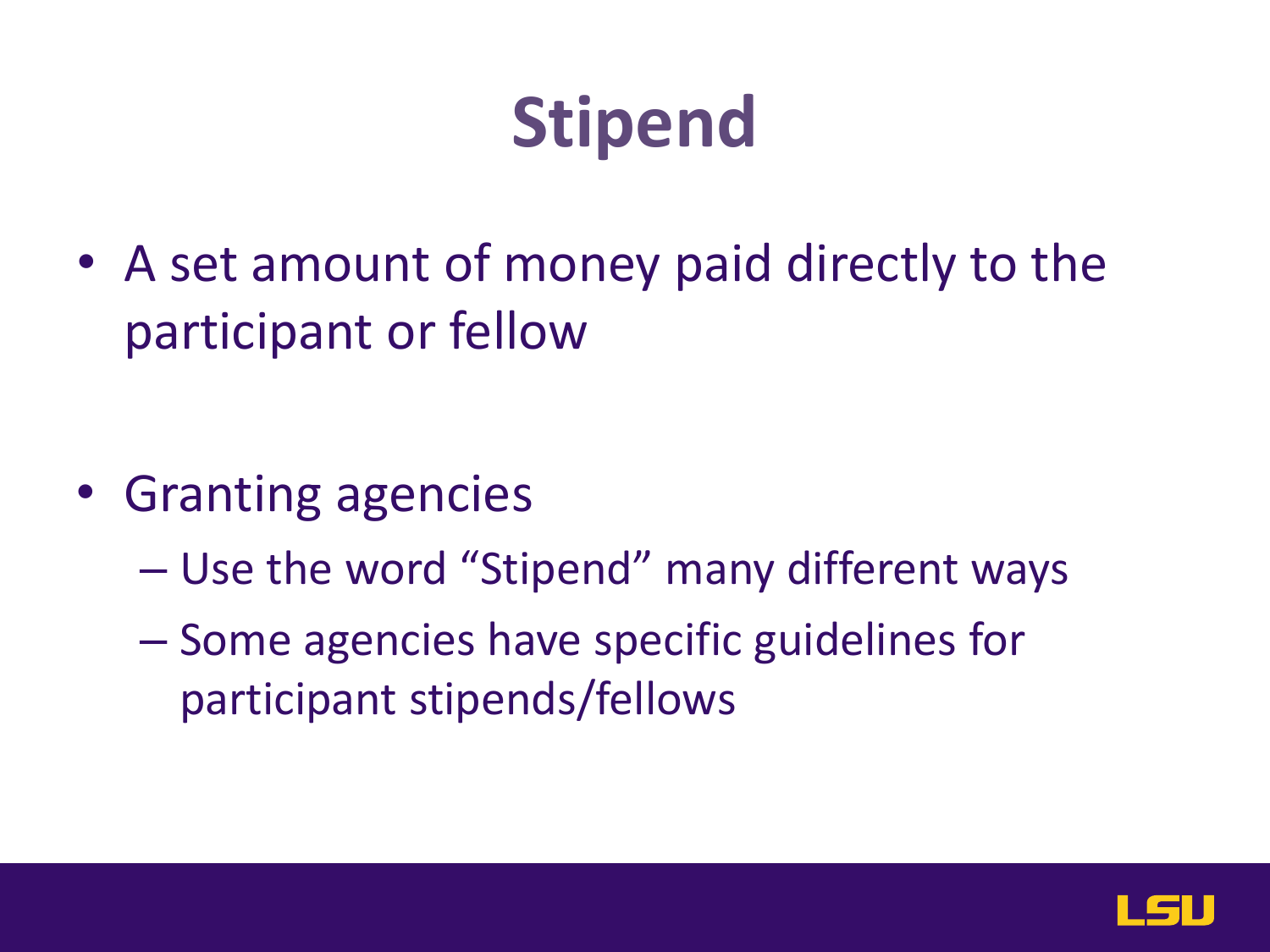# Stipend

- A set amount of money paid directly to the participant or fellow

- Granting agencies
  - Use the word "Stipend" many different ways
  - Some agencies have specific guidelines for participant stipends/fellows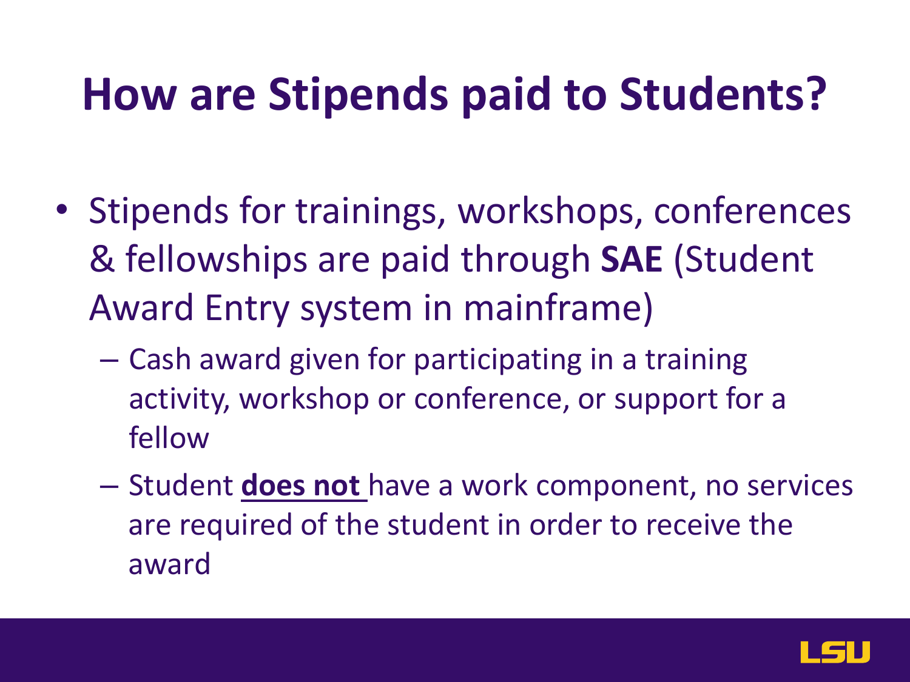# How are Stipends paid to Students?

- Stipends for trainings, workshops, conferences & fellowships are paid through **SAE** (Student Award Entry system in mainframe)
  - Cash award given for participating in a training activity, workshop or conference, or support for a fellow
  - Student <u>**does not**</u> have a work component, no services are required of the student in order to receive the award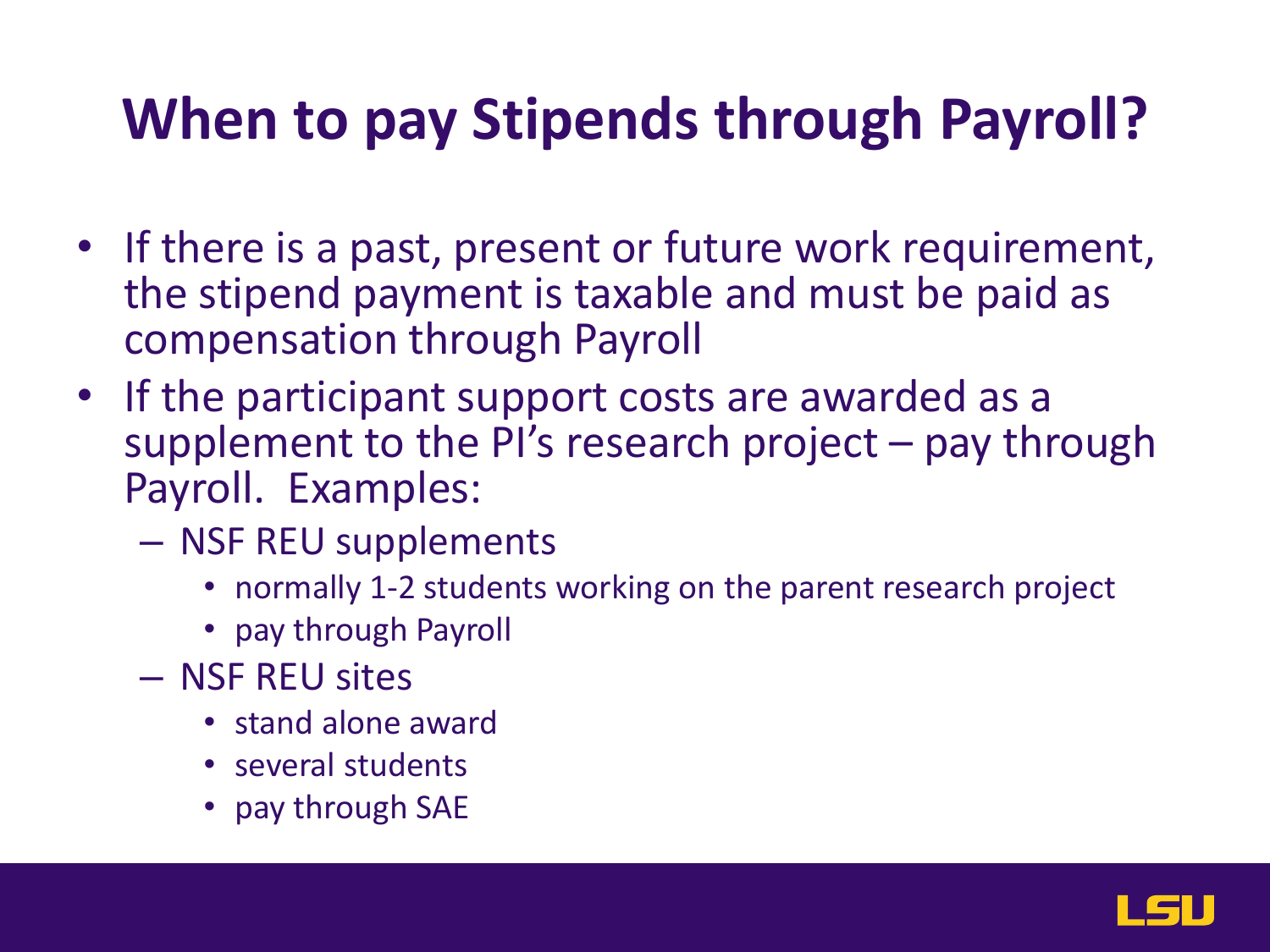# When to pay Stipends through Payroll?

- If there is a past, present or future work requirement, the stipend payment is taxable and must be paid as compensation through Payroll
- If the participant support costs are awarded as a supplement to the PI's research project – pay through Payroll. Examples:
  - NSF REU supplements
    - normally 1-2 students working on the parent research project
    - pay through Payroll
  - NSF REU sites
    - stand alone award
    - several students
    - pay through SAE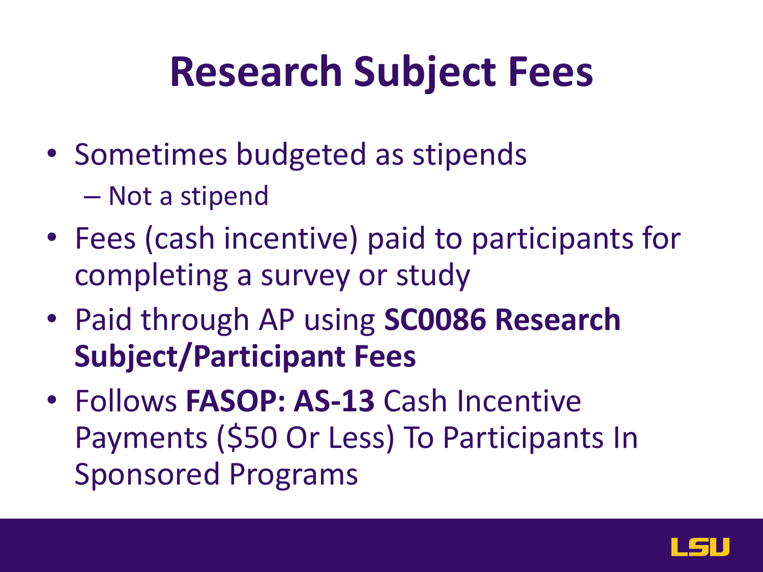# Research Subject Fees

- Sometimes budgeted as stipends
  - Not a stipend
- Fees (cash incentive) paid to participants for completing a survey or study
- Paid through AP using **SC0086 Research Subject/Participant Fees**
- Follows **FASOP: AS-13** Cash Incentive Payments ($50 Or Less) To Participants In Sponsored Programs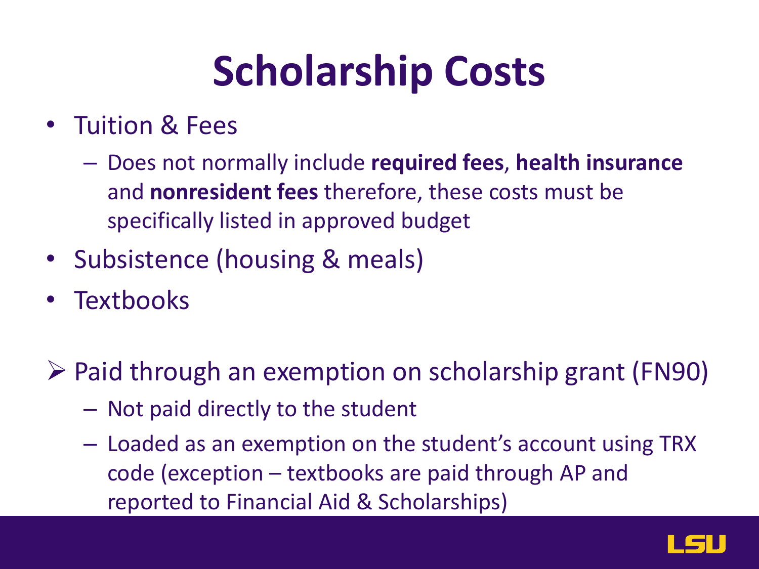# Scholarship Costs

- Tuition & Fees
  - Does not normally include **required fees**, **health insurance** and **nonresident fees** therefore, these costs must be specifically listed in approved budget
- Subsistence (housing & meals)
- Textbooks

➢ Paid through an exemption on scholarship grant (FN90)
  - Not paid directly to the student
  - Loaded as an exemption on the student's account using TRX code (exception – textbooks are paid through AP and reported to Financial Aid & Scholarships)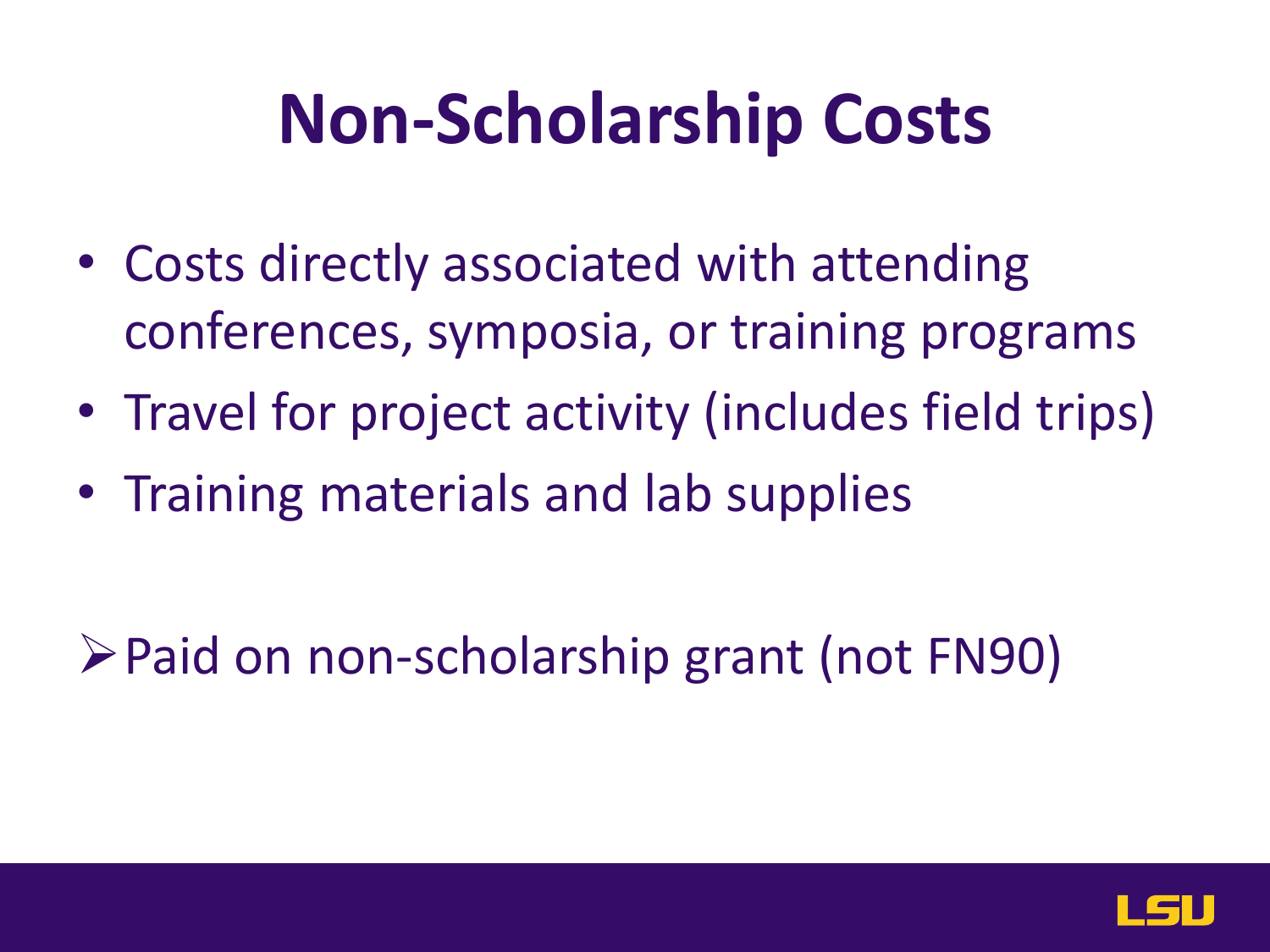# Non-Scholarship Costs

- Costs directly associated with attending conferences, symposia, or training programs
- Travel for project activity (includes field trips)
- Training materials and lab supplies

- Paid on non-scholarship grant (not FN90)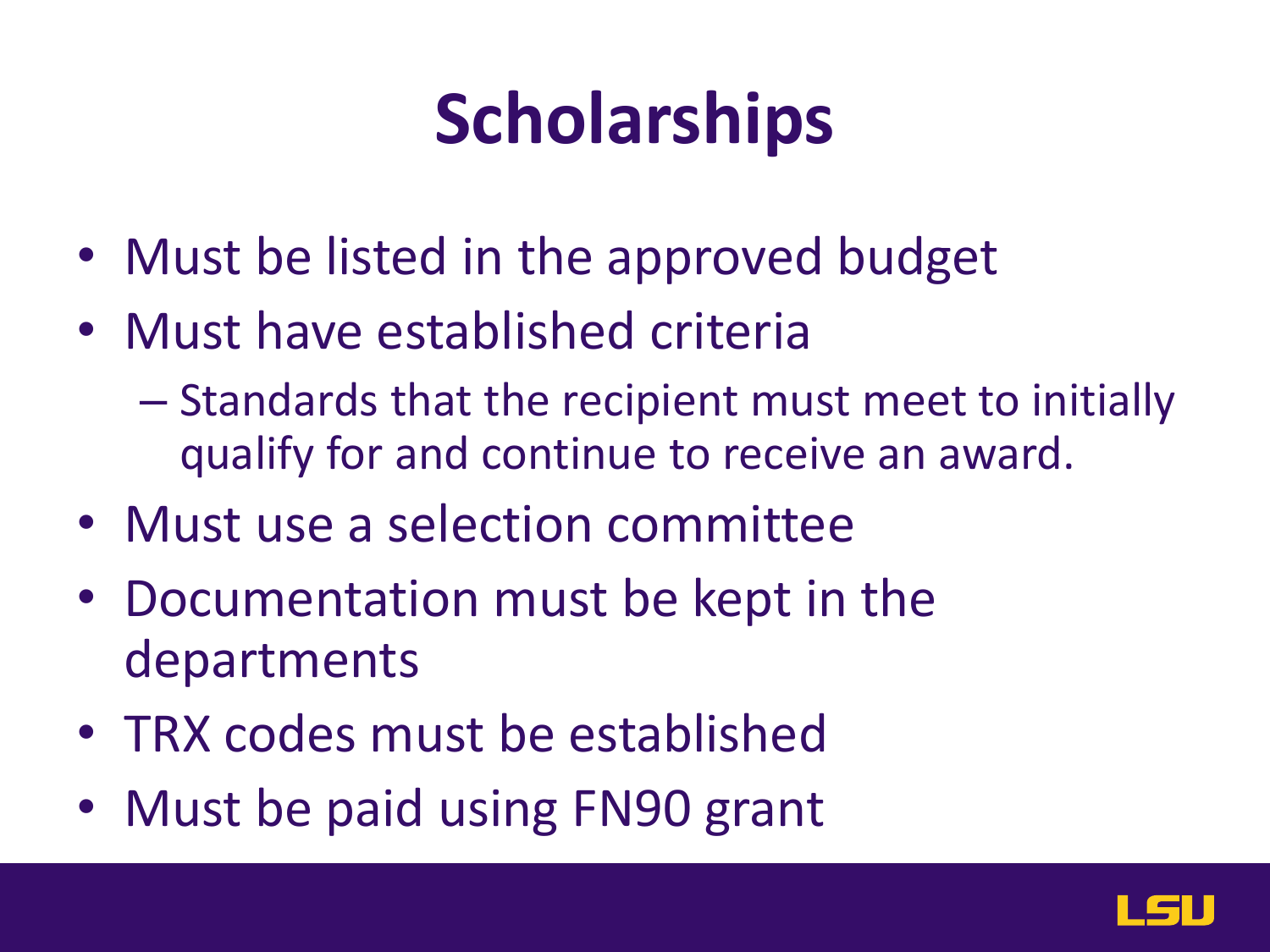# Scholarships

- Must be listed in the approved budget
- Must have established criteria
  - Standards that the recipient must meet to initially qualify for and continue to receive an award.
- Must use a selection committee
- Documentation must be kept in the departments
- TRX codes must be established
- Must be paid using FN90 grant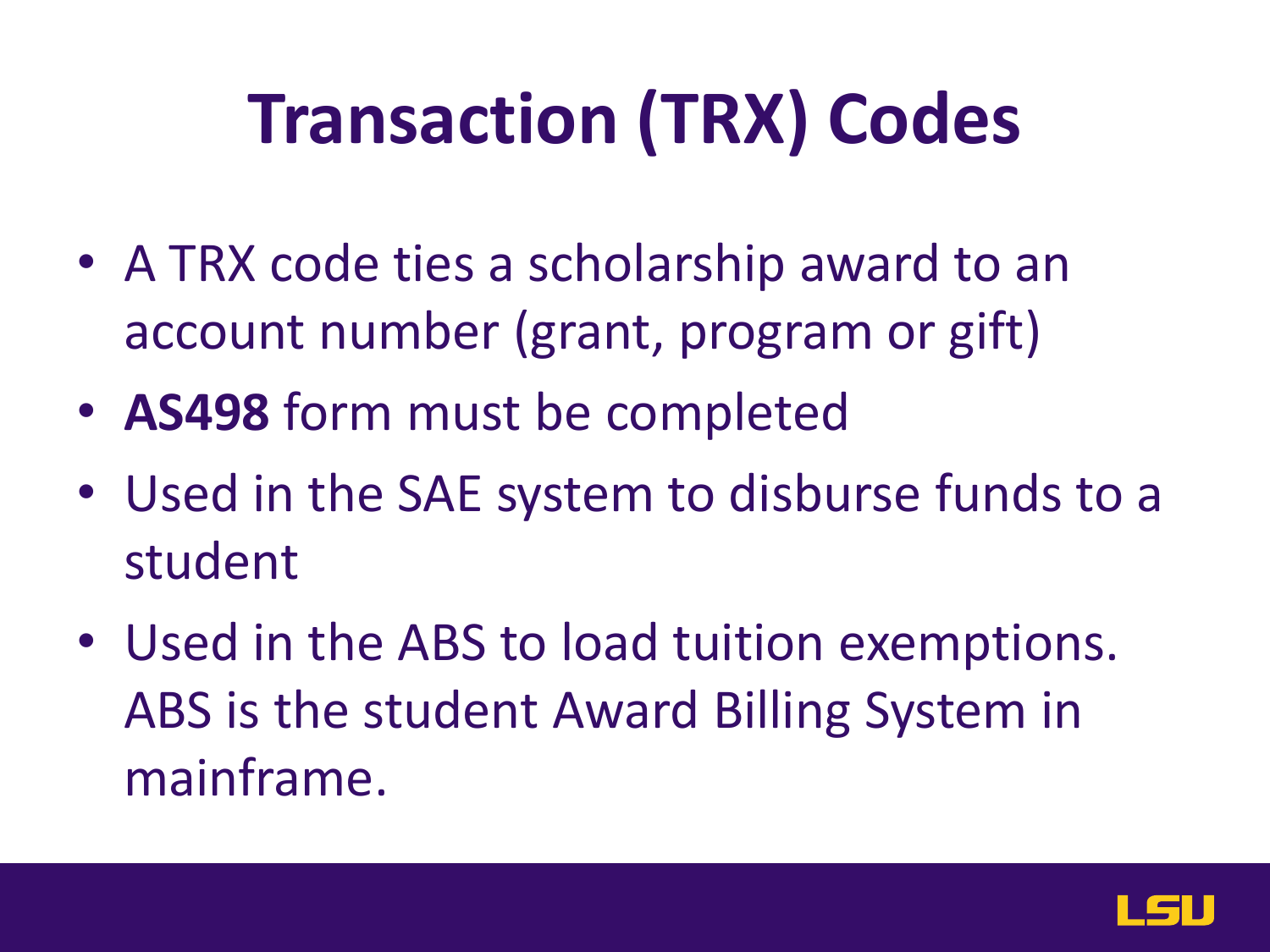# Transaction (TRX) Codes

- A TRX code ties a scholarship award to an account number (grant, program or gift)
- **AS498** form must be completed
- Used in the SAE system to disburse funds to a student
- Used in the ABS to load tuition exemptions. ABS is the student Award Billing System in mainframe.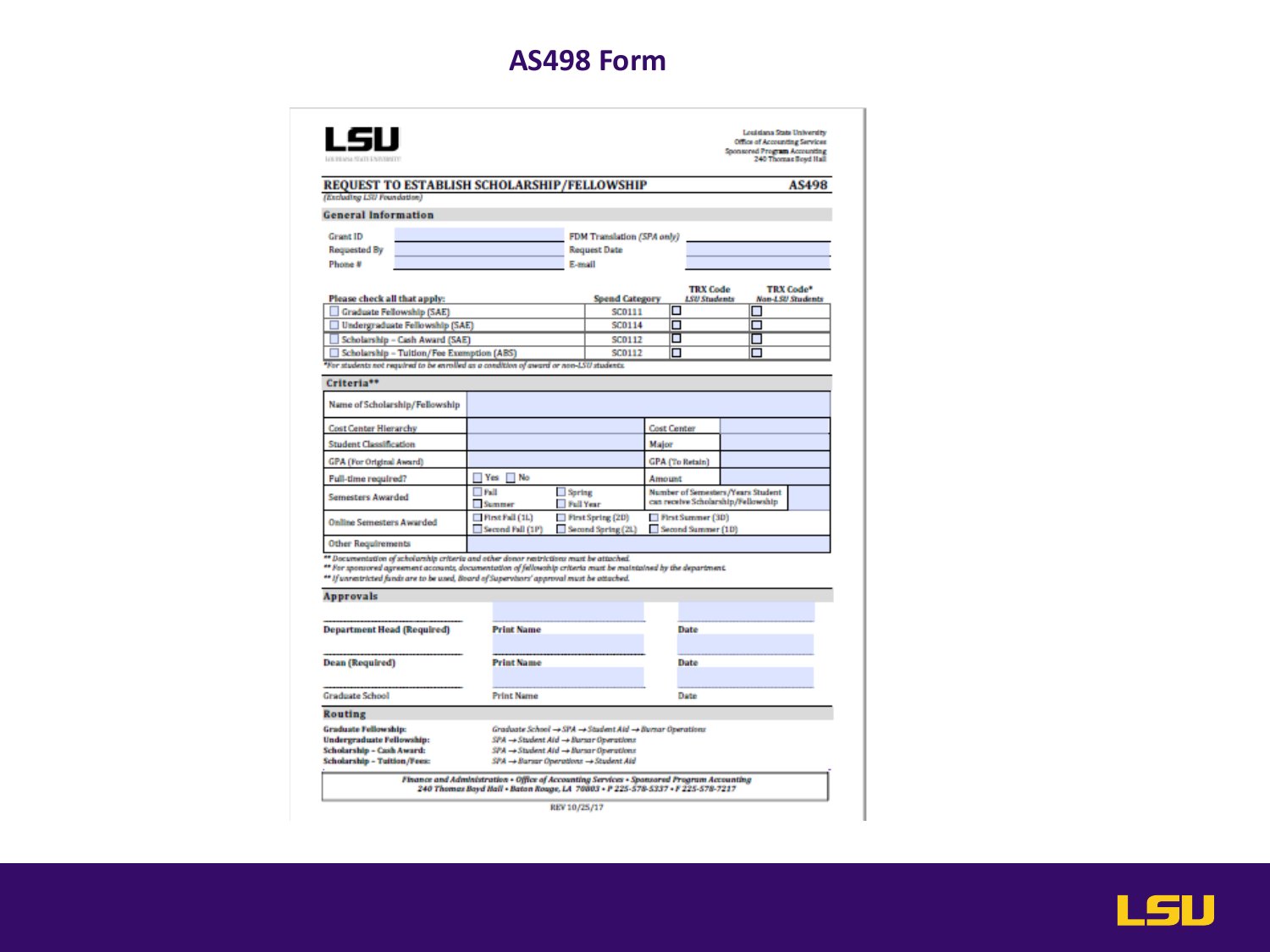# AS498 Form

**LSU**
LOUISIANA STATE UNIVERSITY

Louisiana State University
Office of Accounting Services
Sponsored Program Accounting
240 Thomas Boyd Hall

## REQUEST TO ESTABLISH SCHOLARSHIP/FELLOWSHIP — AS498

*(Excluding LSU Foundation)*

### General Information

| | | | |
|---|---|---|---|
| Grant ID | | FDM Translation *(SPA only)* | |
| Requested By | | Request Date | |
| Phone # | | E-mail | |

| Please check all that apply: | Spend Category | TRX Code *LSU Students* | TRX Code* *Non-LSU Students* |
|---|---|---|---|
| ☐ Graduate Fellowship (SAE) | SC0111 | ☐ | ☐ |
| ☐ Undergraduate Fellowship (SAE) | SC0114 | ☐ | ☐ |
| ☐ Scholarship – Cash Award (SAE) | SC0112 | ☐ | ☐ |
| ☐ Scholarship – Tuition/Fee Exemption (ABS) | SC0112 | ☐ | ☐ |

*For students not required to be enrolled as a condition of award or non-LSU students.

### Criteria**

| | | | |
|---|---|---|---|
| Name of Scholarship/Fellowship | | | |
| Cost Center Hierarchy | | Cost Center | |
| Student Classification | | Major | |
| GPA (For Original Award) | | GPA (To Retain) | |
| Full-time required? | ☐ Yes ☐ No | Amount | |
| Semesters Awarded | ☐ Fall ☐ Spring ☐ Summer ☐ Full Year | Number of Semesters/Years Student can receive Scholarship/Fellowship | |
| Online Semesters Awarded | ☐ First Fall (1L) ☐ First Spring (2D) ☐ First Summer (3D) ☐ Second Fall (1P) ☐ Second Spring (2L) ☐ Second Summer (1D) | | |
| Other Requirements | | | |

** Documentation of scholarship criteria and other donor restrictions must be attached.
** For sponsored agreement accounts, documentation of fellowship criteria must be maintained by the department.
** If unrestricted funds are to be used, Board of Supervisors' approval must be attached.

### Approvals

| | | |
|---|---|---|
| **Department Head (Required)** | **Print Name** | **Date** |
| **Dean (Required)** | **Print Name** | **Date** |
| Graduate School | Print Name | Date |

### Routing

- **Graduate Fellowship:** *Graduate School → SPA → Student Aid → Bursar Operations*
- **Undergraduate Fellowship:** *SPA → Student Aid → Bursar Operations*
- **Scholarship – Cash Award:** *SPA → Student Aid → Bursar Operations*
- **Scholarship – Tuition/Fees:** *SPA → Bursar Operations → Student Aid*

*Finance and Administration • Office of Accounting Services • Sponsored Program Accounting*
*240 Thomas Boyd Hall • Baton Rouge, LA 70803 • P 225-578-5337 • F 225-578-7217*

REV 10/25/17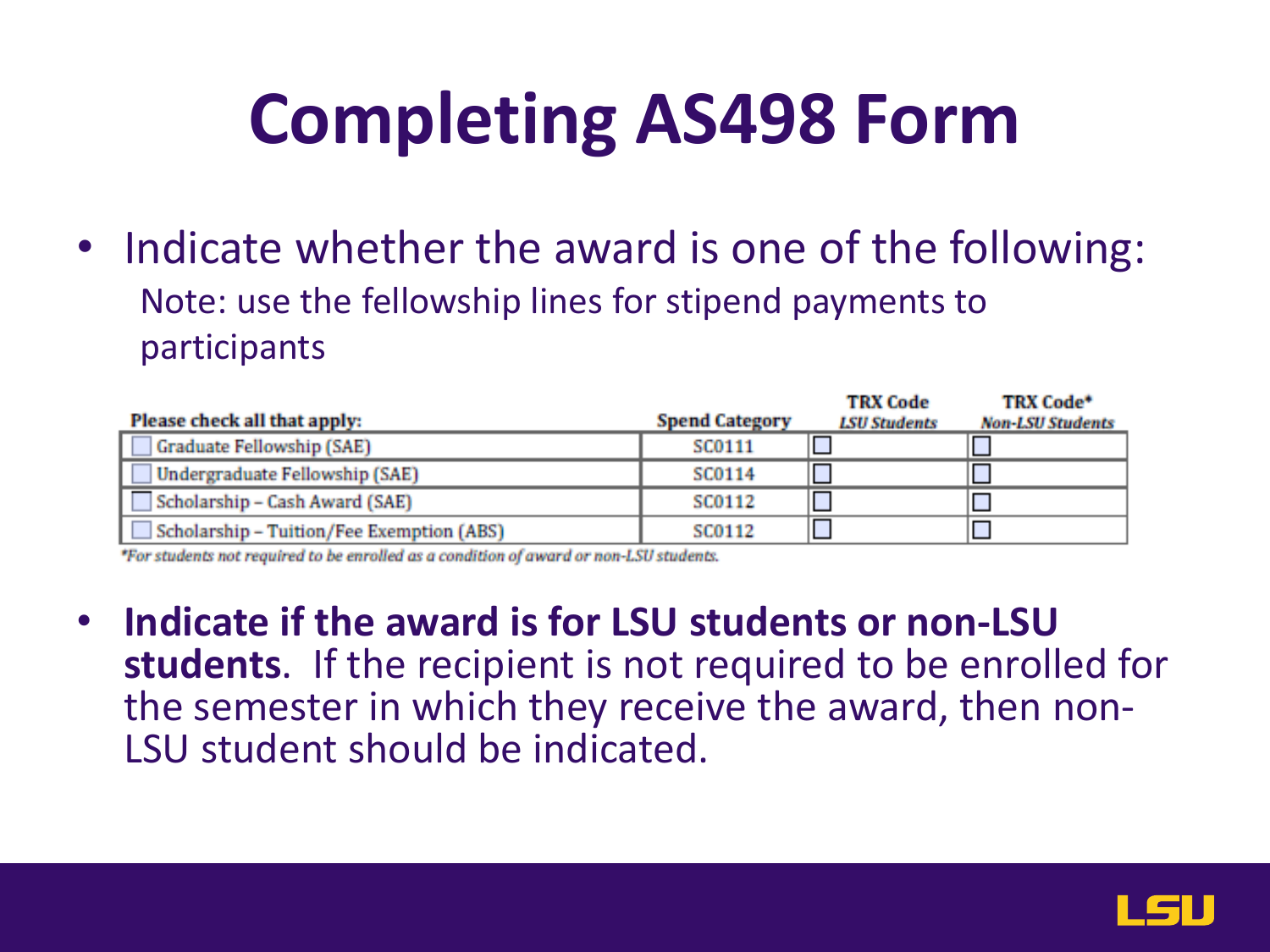# Completing AS498 Form

- Indicate whether the award is one of the following:

  Note: use the fellowship lines for stipend payments to participants

| Please check all that apply: | Spend Category | TRX Code *LSU Students* | TRX Code* *Non-LSU Students* |
|---|---|---|---|
| ☐ Graduate Fellowship (SAE) | SC0111 | ☐ | ☐ |
| ☐ Undergraduate Fellowship (SAE) | SC0114 | ☐ | ☐ |
| ☐ Scholarship – Cash Award (SAE) | SC0112 | ☐ | ☐ |
| ☐ Scholarship – Tuition/Fee Exemption (ABS) | SC0112 | ☐ | ☐ |

*\*For students not required to be enrolled as a condition of award or non-LSU students.*

- **Indicate if the award is for LSU students or non-LSU students**. If the recipient is not required to be enrolled for the semester in which they receive the award, then non-LSU student should be indicated.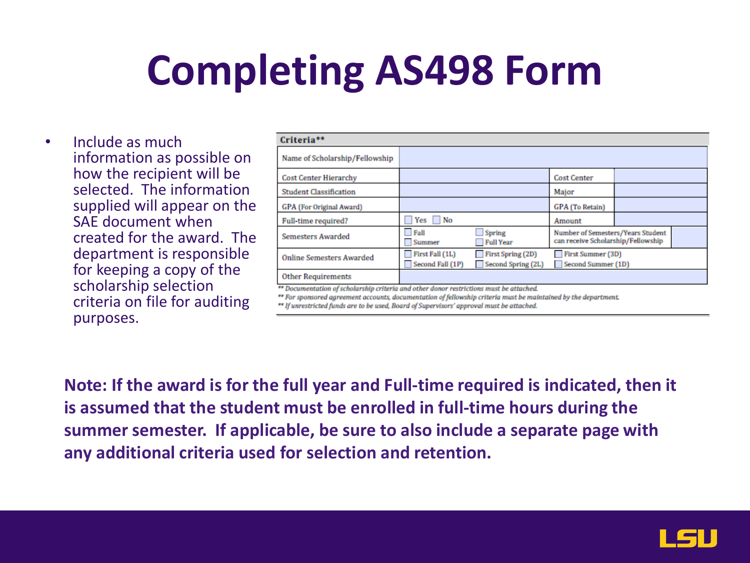# Completing AS498 Form

- Include as much information as possible on how the recipient will be selected. The information supplied will appear on the SAE document when created for the award. The department is responsible for keeping a copy of the scholarship selection criteria on file for auditing purposes.

| Criteria** | | | | |
|---|---|---|---|---|
| Name of Scholarship/Fellowship | | | | |
| Cost Center Hierarchy | | | Cost Center | |
| Student Classification | | | Major | |
| GPA (For Original Award) | | | GPA (To Retain) | |
| Full-time required? | ☐ Yes ☐ No | | Amount | |
| Semesters Awarded | ☐ Fall ☐ Summer | ☐ Spring ☐ Full Year | Number of Semesters/Years Student can receive Scholarship/Fellowship | |
| Online Semesters Awarded | ☐ First Fall (1L) ☐ Second Fall (1P) | ☐ First Spring (2D) ☐ Second Spring (2L) | ☐ First Summer (3D) ☐ Second Summer (1D) | |
| Other Requirements | | | | |

*** Documentation of scholarship criteria and other donor restrictions must be attached.*

*** For sponsored agreement accounts, documentation of fellowship criteria must be maintained by the department.*

*** If unrestricted funds are to be used, Board of Supervisors' approval must be attached.*

**Note: If the award is for the full year and Full-time required is indicated, then it is assumed that the student must be enrolled in full-time hours during the summer semester. If applicable, be sure to also include a separate page with any additional criteria used for selection and retention.**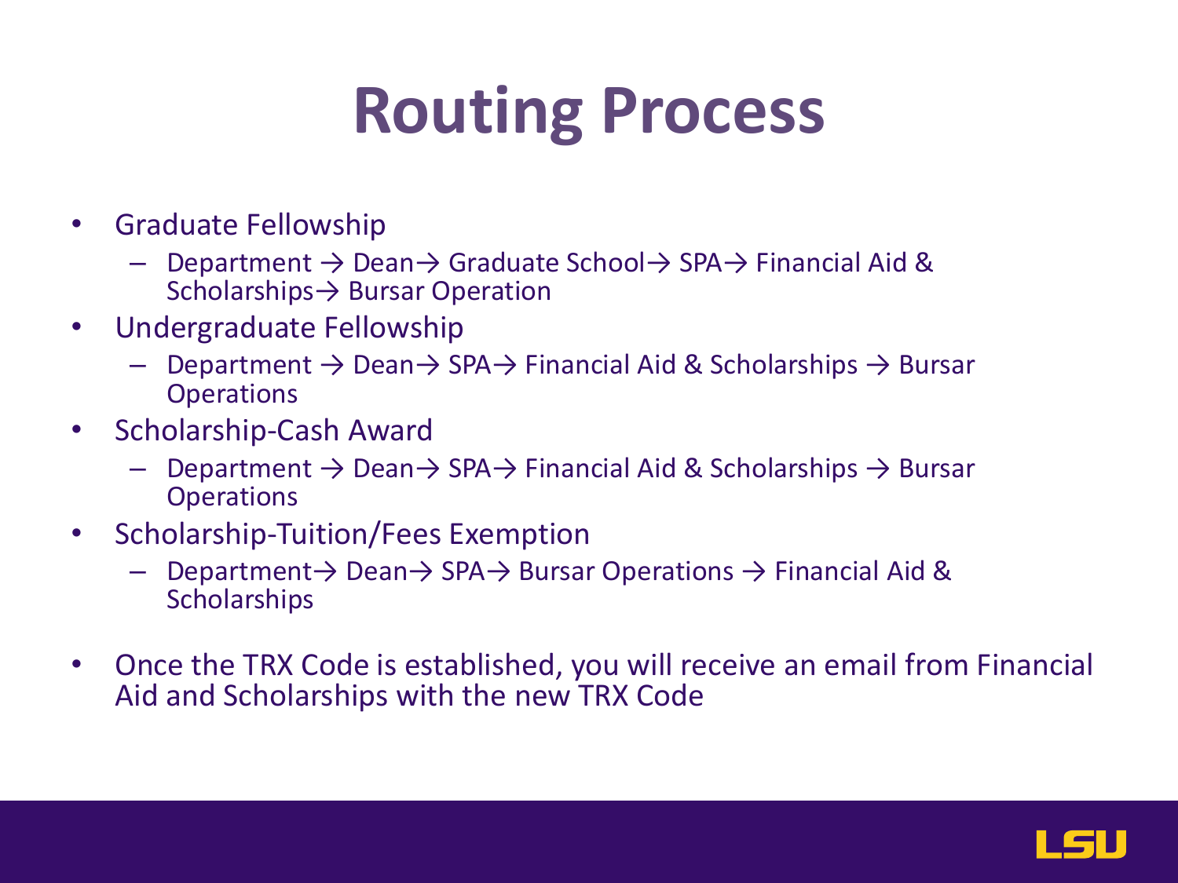# Routing Process

- Graduate Fellowship
  - Department → Dean→ Graduate School→ SPA→ Financial Aid & Scholarships→ Bursar Operation
- Undergraduate Fellowship
  - Department → Dean→ SPA→ Financial Aid & Scholarships → Bursar Operations
- Scholarship-Cash Award
  - Department → Dean→ SPA→ Financial Aid & Scholarships → Bursar Operations
- Scholarship-Tuition/Fees Exemption
  - Department→ Dean→ SPA→ Bursar Operations → Financial Aid & Scholarships
- Once the TRX Code is established, you will receive an email from Financial Aid and Scholarships with the new TRX Code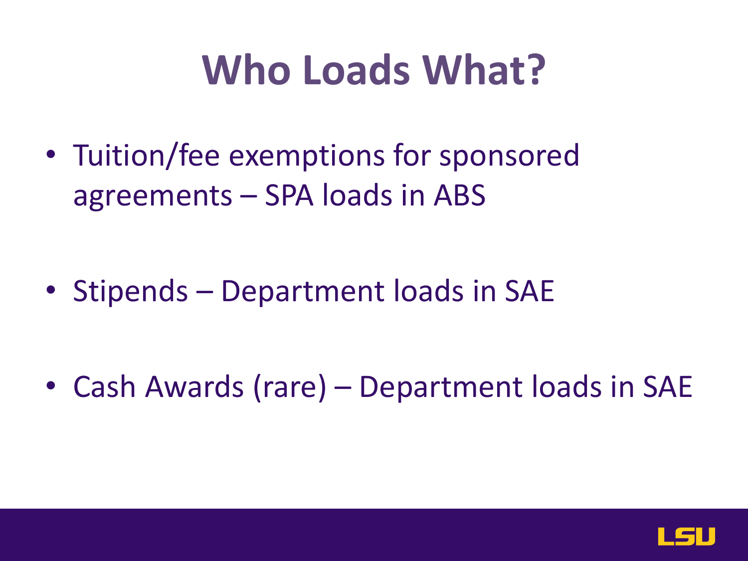# Who Loads What?

- Tuition/fee exemptions for sponsored agreements – SPA loads in ABS

- Stipends – Department loads in SAE

- Cash Awards (rare) – Department loads in SAE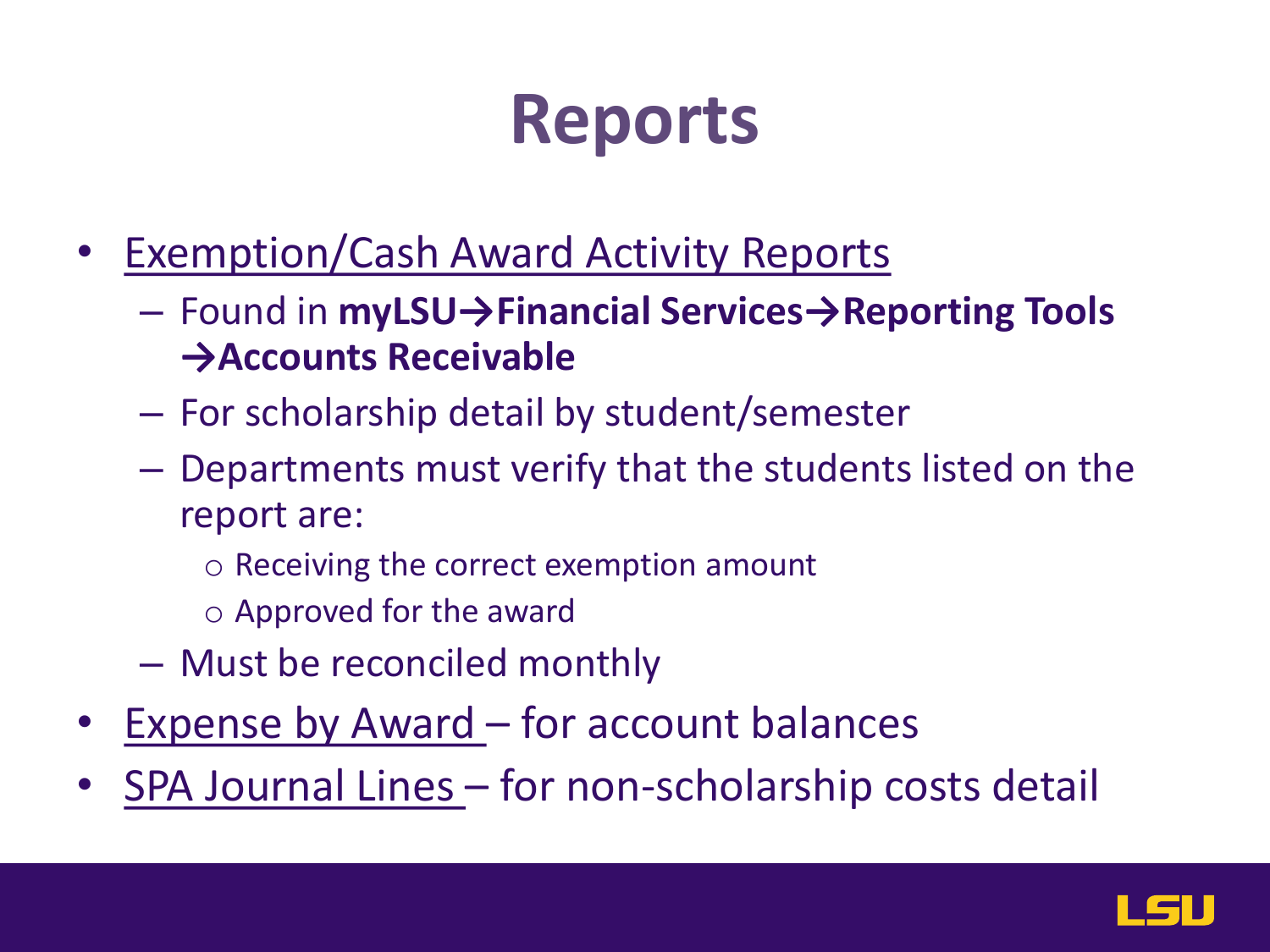# Reports

- Exemption/Cash Award Activity Reports
  - Found in **myLSU→Financial Services→Reporting Tools →Accounts Receivable**
  - For scholarship detail by student/semester
  - Departments must verify that the students listed on the report are:
    - Receiving the correct exemption amount
    - Approved for the award
  - Must be reconciled monthly
- Expense by Award – for account balances
- SPA Journal Lines – for non-scholarship costs detail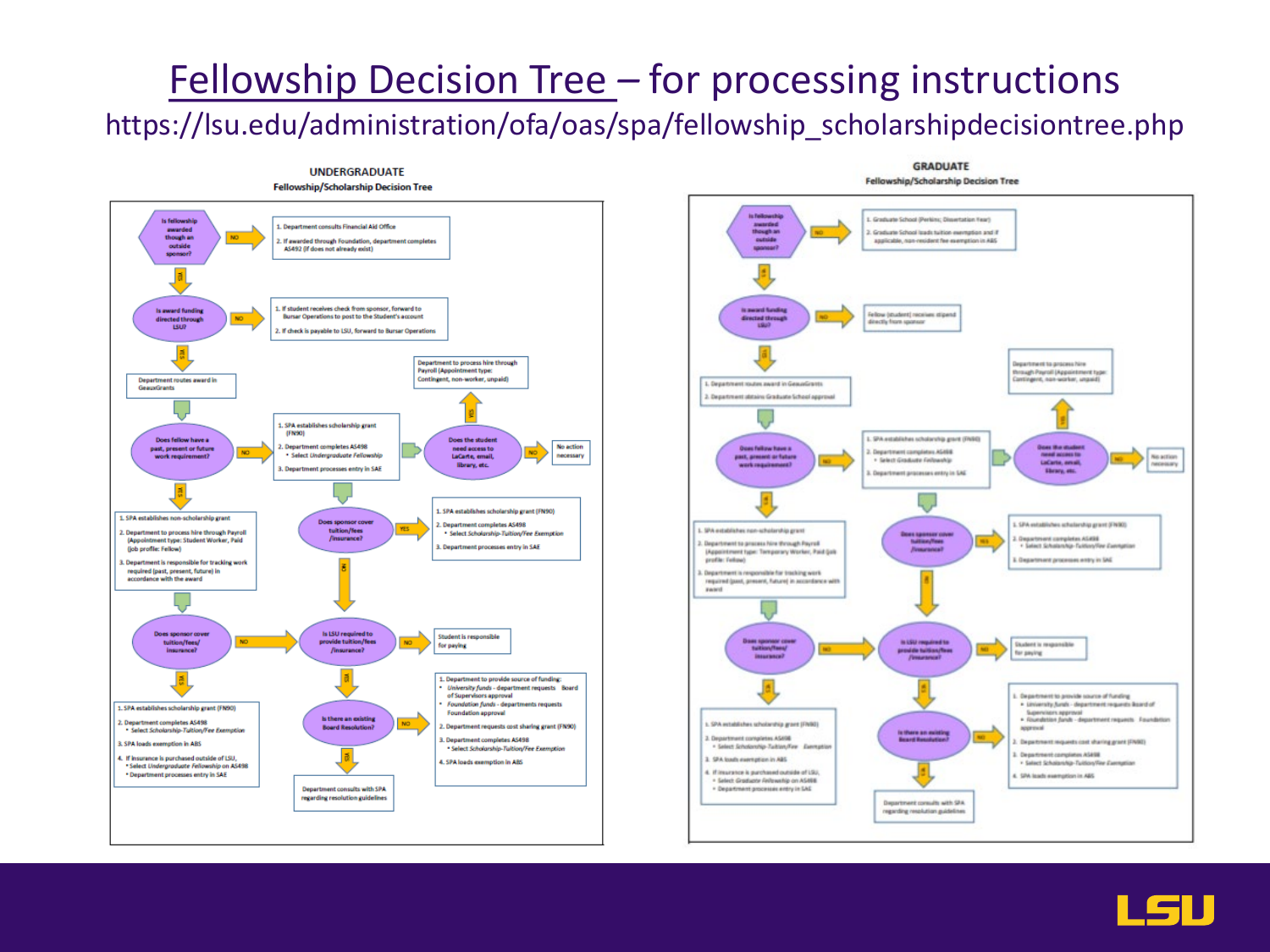# Fellowship Decision Tree – for processing instructions

https://lsu.edu/administration/ofa/oas/spa/fellowship_scholarshipdecisiontree.php

## UNDERGRADUATE
**Fellowship/Scholarship Decision Tree**

Is fellowship awarded though an outside sponsor?

NO

1. Department consults Financial Aid Office
2. If awarded through Foundation, department completes AS492 (if does not already exist)

YES

Is award funding directed through LSU?

NO

1. If student receives check from sponsor, forward to Bursar Operations to post to the Student's account
2. If check is payable to LSU, forward to Bursar Operations

YES

Department routes award in GeauxGrants

Does fellow have a past, present or future work requirement?

NO

1. SPA establishes scholarship grant (FN90)
2. Department completes AS498
   - Select *Undergraduate Fellowship*
3. Department processes entry in SAE

Does the student need access to LaCarte, email, library, etc.

YES

Department to process hire through Payroll (Appointment type: Contingent, non-worker, unpaid)

NO

No action necessary

YES

1. SPA establishes non-scholarship grant
2. Department to process hire through Payroll (Appointment type: Student Worker, Paid (job profile: Fellow)
3. Department is responsible for tracking work required (past, present, future) in accordance with the award

Does sponsor cover tuition/fees/insurance?

YES

1. SPA establishes scholarship grant (FN90)
2. Department completes AS498
   - Select *Scholarship-Tuition/Fee Exemption*
3. Department processes entry in SAE

NO

Is LSU required to provide tuition/fees/insurance?

NO

Student is responsible for paying

YES

Is there an existing Board Resolution?

NO

1. Department to provide source of funding:
   - *University funds* - department requests Board of Supervisors approval
   - *Foundation funds* - departments requests Foundation approval
2. Department requests cost sharing grant (FN90)
3. Department completes AS498
   - Select *Scholarship-Tuition/Fee Exemption*
4. SPA loads exemption in ABS

YES

Department consults with SPA regarding resolution guidelines

1. SPA establishes scholarship grant (FN90)
2. Department completes AS498
   - Select *Scholarship-Tuition/Fee Exemption*
3. SPA loads exemption in ABS
4. If insurance is purchased outside of LSU,
   - Select *Undergraduate Fellowship* on AS498
   - Department processes entry in SAE

## GRADUATE
**Fellowship/Scholarship Decision Tree**

Is fellowship awarded though an outside sponsor?

NO

1. Graduate School (Perkins; Dissertation Year)
2. Graduate School loads tuition exemption and if applicable, non-resident fee exemption in ABS

YES

Is award funding directed through LSU?

NO

Fellow (student) receives stipend directly from sponsor

YES

1. Department routes award in GeauxGrants
2. Department obtains Graduate School approval

Does fellow have a past, present or future work requirement?

NO

1. SPA establishes scholarship grant (FN90)
2. Department completes AS498
   - Select Graduate Fellowship
3. Department processes entry in SAE

Does the student need access to LaCarte, email, library, etc.

YES

Department to process hire through Payroll (Appointment type: Contingent, non-worker, unpaid)

NO

No action necessary

YES

1. SPA establishes non-scholarship grant
2. Department to process hire through Payroll (Appointment type: Temporary Worker, Paid (job profile: Fellow)
3. Department is responsible for tracking work required (past, present, future) in accordance with award

Does sponsor cover tuition/fees/insurance?

YES

1. SPA establishes scholarship grant (FN90)
2. Department completes AS498
   - Select *Scholarship-Tuition/Fee Exemption*
3. Department processes entry in SAE

NO

Is LSU required to provide tuition/fees/insurance?

NO

Student is responsible for paying

YES

Is there an existing Board Resolution?

NO

1. Department to provide source of funding
   - *University funds* - department requests Board of Supervisors approval
   - *Foundation funds* - department requests Foundation approval
2. Department requests cost sharing grant (FN90)
3. Department completes AS498
   - Select *Scholarship-Tuition/Fee Exemption*
4. SPA loads exemption in ABS

YES

Department consults with SPA regarding resolution guidelines

1. SPA establishes scholarship grant (FN90)
2. Department completes AS498
   - Select *Scholarship-Tuition/Fee Exemption*
3. SPA loads exemption in ABS
4. If insurance is purchased outside of LSU,
   - Select *Graduate Fellowship* on AS498
   - Department processes entry in SAE